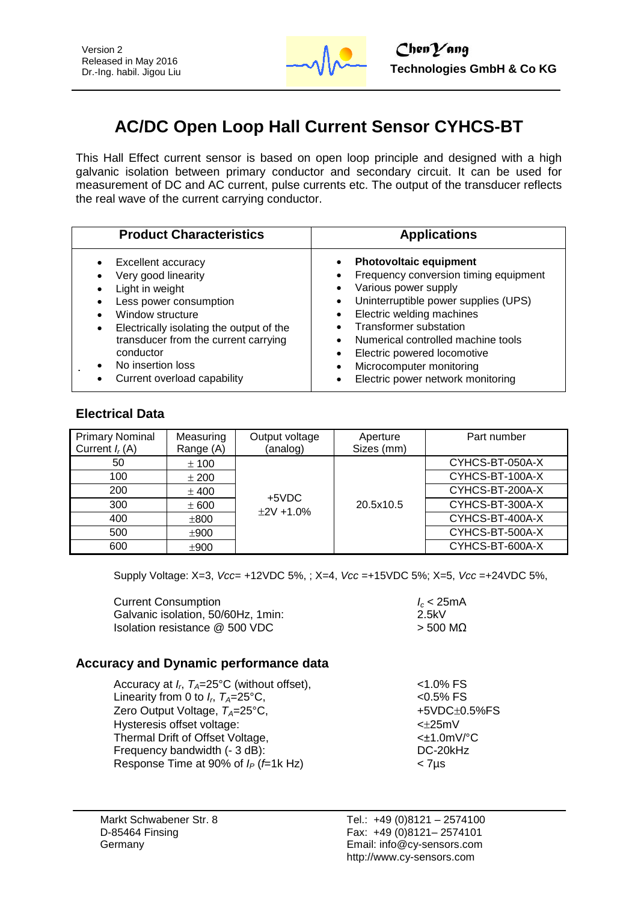Version 2
Released in May 2016
Dr.-Ing. habil. Jigou Liu

**ChenYang**
**Technologies GmbH & Co KG**

# AC/DC Open Loop Hall Current Sensor CYHCS-BT

This Hall Effect current sensor is based on open loop principle and designed with a high galvanic isolation between primary conductor and secondary circuit. It can be used for measurement of DC and AC current, pulse currents etc. The output of the transducer reflects the real wave of the current carrying conductor.

| Product Characteristics | Applications |
|---|---|
| • Excellent accuracy<br>• Very good linearity<br>• Light in weight<br>• Less power consumption<br>• Window structure<br>• Electrically isolating the output of the transducer from the current carrying conductor<br>• No insertion loss<br>• Current overload capability | • **Photovoltaic equipment**<br>• Frequency conversion timing equipment<br>• Various power supply<br>• Uninterruptible power supplies (UPS)<br>• Electric welding machines<br>• Transformer substation<br>• Numerical controlled machine tools<br>• Electric powered locomotive<br>• Microcomputer monitoring<br>• Electric power network monitoring |

## Electrical Data

| Primary Nominal Current $I_r$ (A) | Measuring Range (A) | Output voltage (analog) | Aperture Sizes (mm) | Part number |
|---|---|---|---|---|
| 50 | ± 100 | +5VDC ±2V +1.0% | 20.5x10.5 | CYHCS-BT-050A-X |
| 100 | ± 200 | | | CYHCS-BT-100A-X |
| 200 | ± 400 | | | CYHCS-BT-200A-X |
| 300 | ± 600 | | | CYHCS-BT-300A-X |
| 400 | ±800 | | | CYHCS-BT-400A-X |
| 500 | ±900 | | | CYHCS-BT-500A-X |
| 600 | ±900 | | | CYHCS-BT-600A-X |

Supply Voltage: X=3, *Vcc*= +12VDC 5%, ; X=4, *Vcc* =+15VDC 5%; X=5, *Vcc* =+24VDC 5%,

| | |
|---|---|
| Current Consumption | $I_c$ < 25mA |
| Galvanic isolation, 50/60Hz, 1min: | 2.5kV |
| Isolation resistance @ 500 VDC | > 500 MΩ |

## Accuracy and Dynamic performance data

| | |
|---|---|
| Accuracy at $I_r$, $T_A$=25°C (without offset), | <1.0% FS |
| Linearity from 0 to $I_r$, $T_A$=25°C, | <0.5% FS |
| Zero Output Voltage, $T_A$=25°C, | +5VDC±0.5%FS |
| Hysteresis offset voltage: | <±25mV |
| Thermal Drift of Offset Voltage, | <±1.0mV/°C |
| Frequency bandwidth (- 3 dB): | DC-20kHz |
| Response Time at 90% of $I_P$ (*f*=1k Hz) | < 7µs |

Markt Schwabener Str. 8
D-85464 Finsing
Germany

Tel.: +49 (0)8121 – 2574100
Fax: +49 (0)8121– 2574101
Email: info@cy-sensors.com
http://www.cy-sensors.com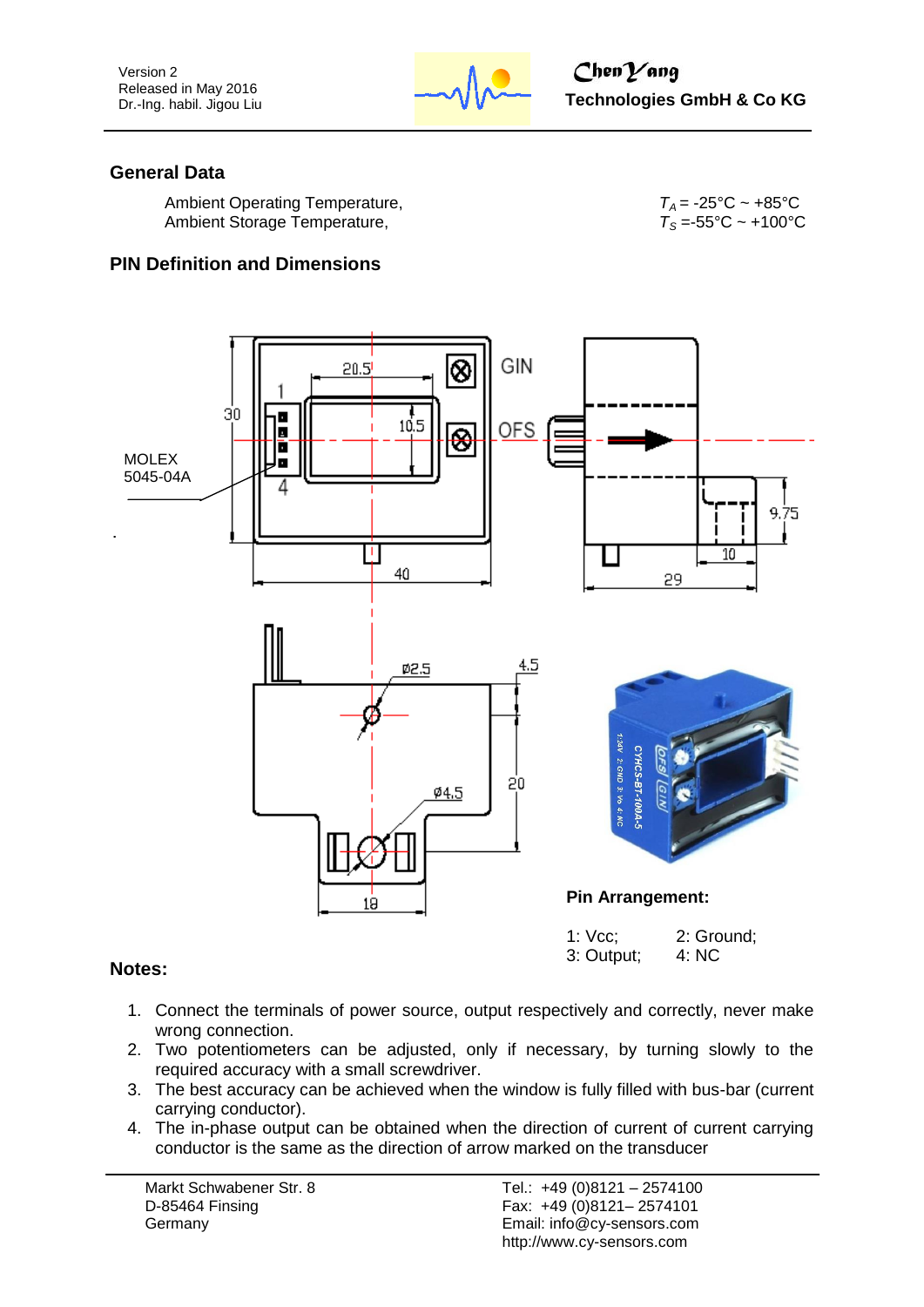## General Data

Ambient Operating Temperature, $T_A$ = -25°C ~ +85°C
Ambient Storage Temperature, $T_S$ =-55°C ~ +100°C

## PIN Definition and Dimensions

MOLEX
5045-04A

GIN
OFS

20.5
10.5
30
40
29
9.75
10
Ø2.5
4.5
Ø4.5
20
18

**Pin Arrangement:**

1: Vcc; 2: Ground;
3: Output; 4: NC

## Notes:

1. Connect the terminals of power source, output respectively and correctly, never make wrong connection.
2. Two potentiometers can be adjusted, only if necessary, by turning slowly to the required accuracy with a small screwdriver.
3. The best accuracy can be achieved when the window is fully filled with bus-bar (current carrying conductor).
4. The in-phase output can be obtained when the direction of current of current carrying conductor is the same as the direction of arrow marked on the transducer